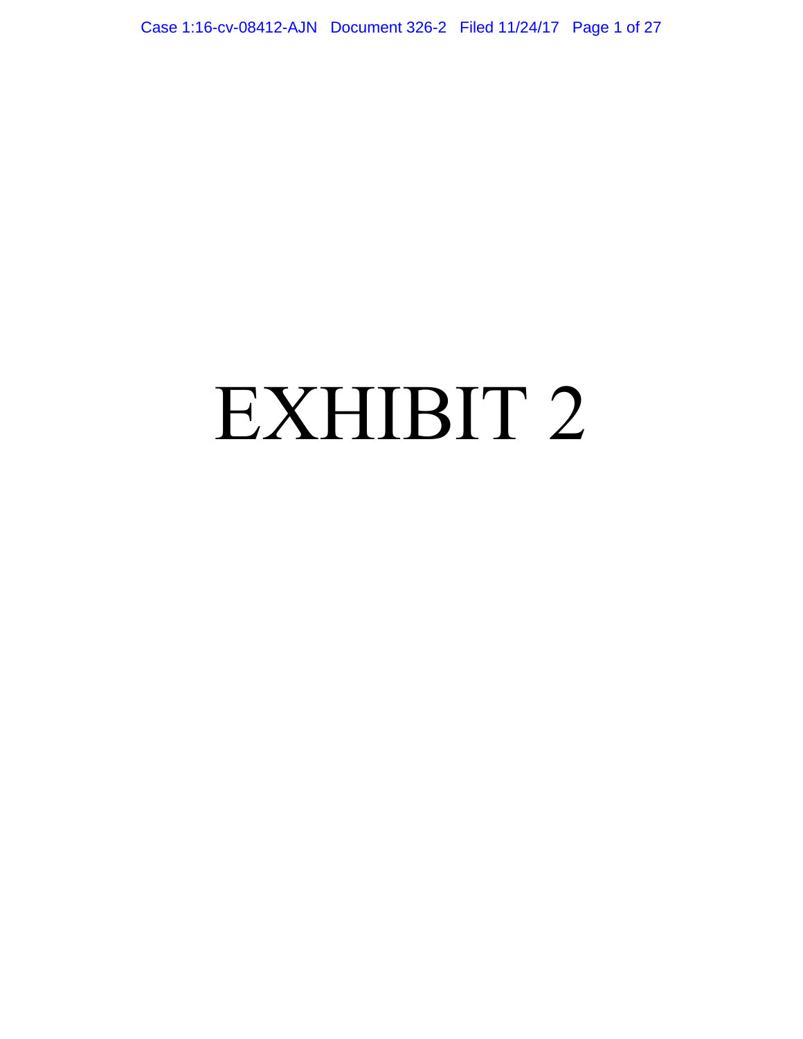# EXHIBIT 2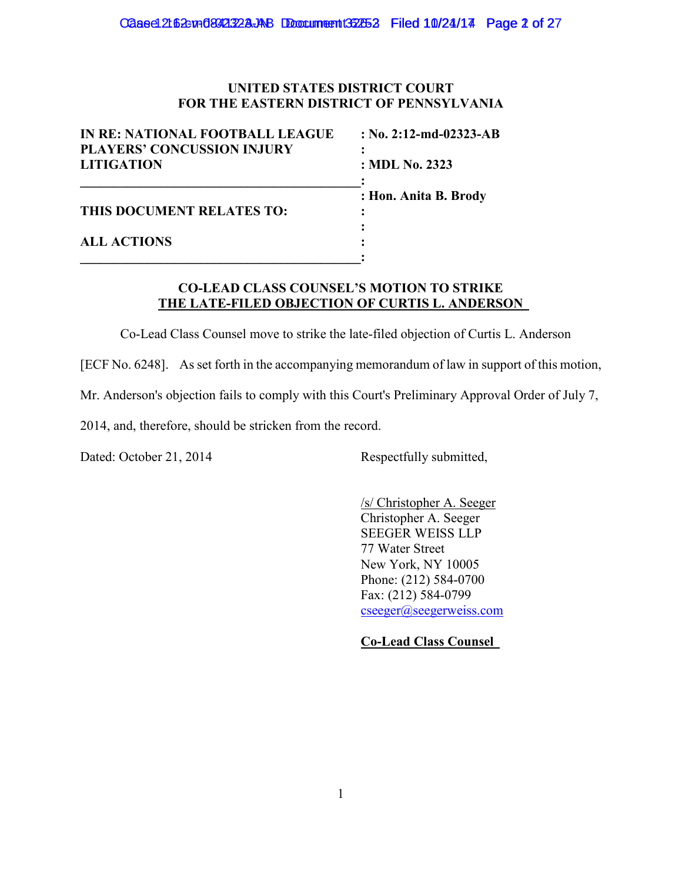**UNITED STATES DISTRICT COURT**
**FOR THE EASTERN DISTRICT OF PENNSYLVANIA**

| | |
|---|---|
| **IN RE: NATIONAL FOOTBALL LEAGUE PLAYERS' CONCUSSION INJURY LITIGATION** | **: No. 2:12-md-02323-AB** |
| | **: MDL No. 2323** |
| | **: Hon. Anita B. Brody** |
| **THIS DOCUMENT RELATES TO:** | **:** |
| **ALL ACTIONS** | **:** |

## CO-LEAD CLASS COUNSEL'S MOTION TO STRIKE THE LATE-FILED OBJECTION OF CURTIS L. ANDERSON

Co-Lead Class Counsel move to strike the late-filed objection of Curtis L. Anderson [ECF No. 6248]. As set forth in the accompanying memorandum of law in support of this motion, Mr. Anderson's objection fails to comply with this Court's Preliminary Approval Order of July 7, 2014, and, therefore, should be stricken from the record.

Dated: October 21, 2014

Respectfully submitted,

/s/ Christopher A. Seeger
Christopher A. Seeger
SEEGER WEISS LLP
77 Water Street
New York, NY 10005
Phone: (212) 584-0700
Fax: (212) 584-0799
cseeger@seegerweiss.com

**Co-Lead Class Counsel**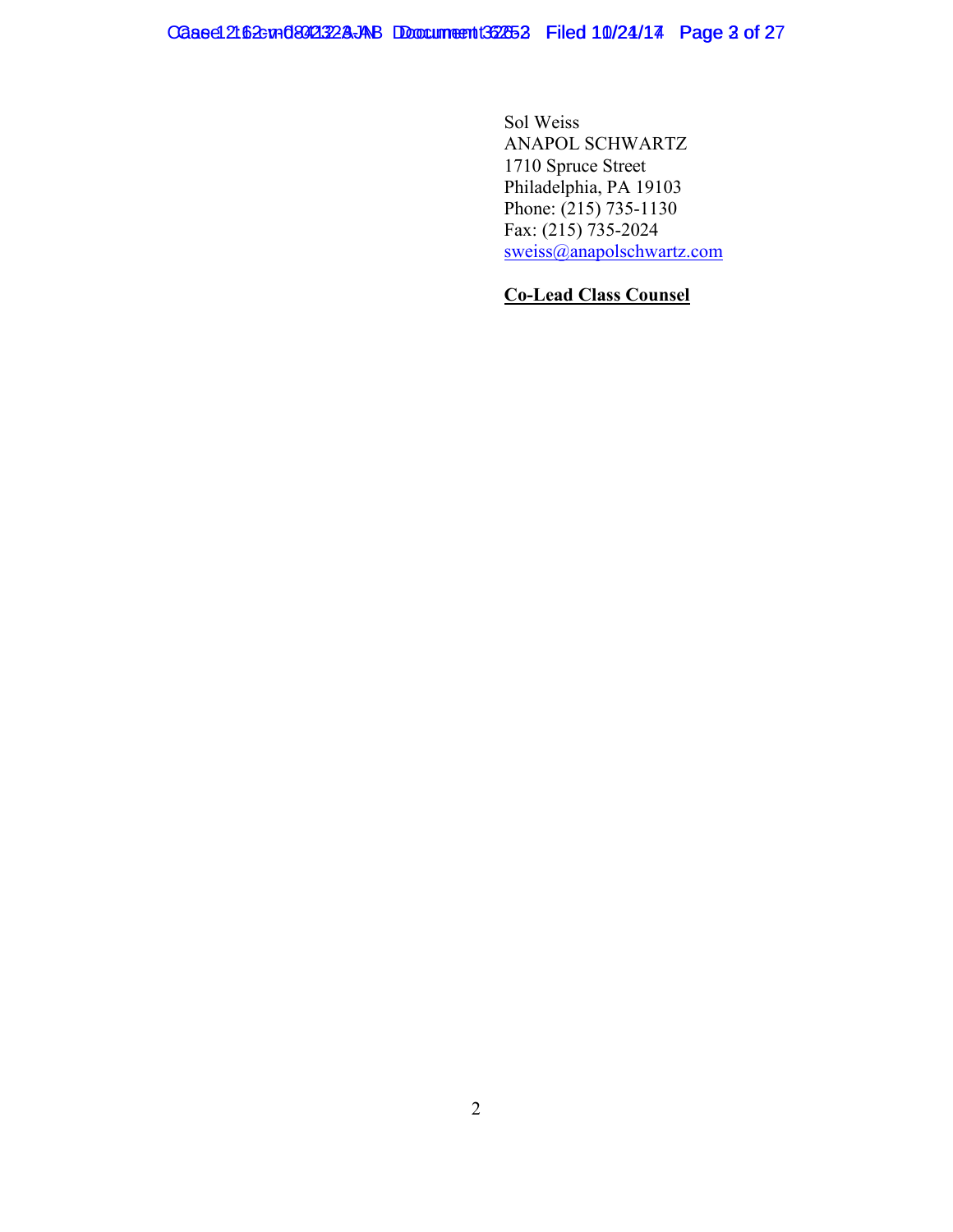Sol Weiss
ANAPOL SCHWARTZ
1710 Spruce Street
Philadelphia, PA 19103
Phone: (215) 735-1130
Fax: (215) 735-2024
sweiss@anapolschwartz.com

**Co-Lead Class Counsel**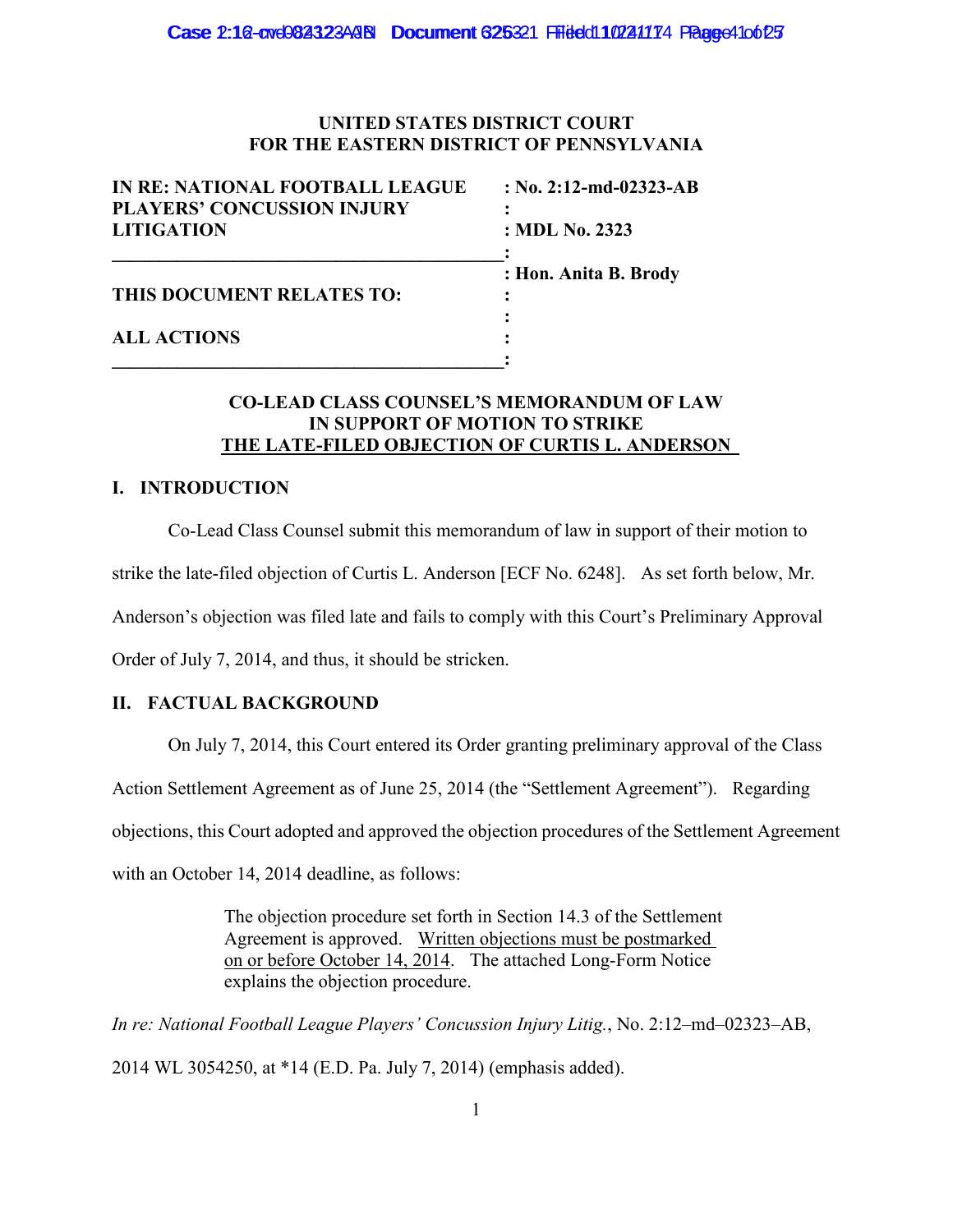UNITED STATES DISTRICT COURT
FOR THE EASTERN DISTRICT OF PENNSYLVANIA

| IN RE: NATIONAL FOOTBALL LEAGUE PLAYERS' CONCUSSION INJURY LITIGATION | : No. 2:12-md-02323-AB |
|---|---|
| | : MDL No. 2323 |
| | : Hon. Anita B. Brody |
| THIS DOCUMENT RELATES TO: | : |
| ALL ACTIONS | : |

**CO-LEAD CLASS COUNSEL'S MEMORANDUM OF LAW IN SUPPORT OF MOTION TO STRIKE THE LATE-FILED OBJECTION OF CURTIS L. ANDERSON**

## I. INTRODUCTION

Co-Lead Class Counsel submit this memorandum of law in support of their motion to strike the late-filed objection of Curtis L. Anderson [ECF No. 6248]. As set forth below, Mr. Anderson's objection was filed late and fails to comply with this Court's Preliminary Approval Order of July 7, 2014, and thus, it should be stricken.

## II. FACTUAL BACKGROUND

On July 7, 2014, this Court entered its Order granting preliminary approval of the Class Action Settlement Agreement as of June 25, 2014 (the "Settlement Agreement"). Regarding objections, this Court adopted and approved the objection procedures of the Settlement Agreement with an October 14, 2014 deadline, as follows:

> The objection procedure set forth in Section 14.3 of the Settlement Agreement is approved. Written objections must be postmarked on or before October 14, 2014. The attached Long-Form Notice explains the objection procedure.

*In re: National Football League Players' Concussion Injury Litig.*, No. 2:12–md–02323–AB, 2014 WL 3054250, at *14 (E.D. Pa. July 7, 2014) (emphasis added).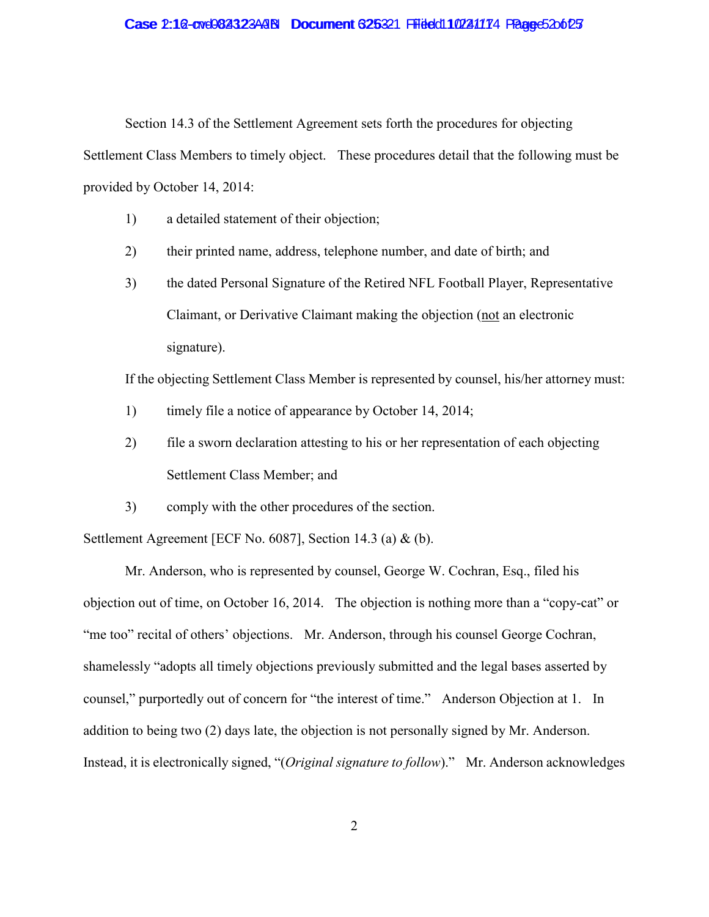Section 14.3 of the Settlement Agreement sets forth the procedures for objecting Settlement Class Members to timely object. These procedures detail that the following must be provided by October 14, 2014:

1) a detailed statement of their objection;

2) their printed name, address, telephone number, and date of birth; and

3) the dated Personal Signature of the Retired NFL Football Player, Representative Claimant, or Derivative Claimant making the objection (<u>not</u> an electronic signature).

If the objecting Settlement Class Member is represented by counsel, his/her attorney must:

1) timely file a notice of appearance by October 14, 2014;

2) file a sworn declaration attesting to his or her representation of each objecting Settlement Class Member; and

3) comply with the other procedures of the section.

Settlement Agreement [ECF No. 6087], Section 14.3 (a) & (b).

Mr. Anderson, who is represented by counsel, George W. Cochran, Esq., filed his objection out of time, on October 16, 2014. The objection is nothing more than a "copy-cat" or "me too" recital of others' objections. Mr. Anderson, through his counsel George Cochran, shamelessly "adopts all timely objections previously submitted and the legal bases asserted by counsel," purportedly out of concern for "the interest of time." Anderson Objection at 1. In addition to being two (2) days late, the objection is not personally signed by Mr. Anderson. Instead, it is electronically signed, "(*Original signature to follow*)." Mr. Anderson acknowledges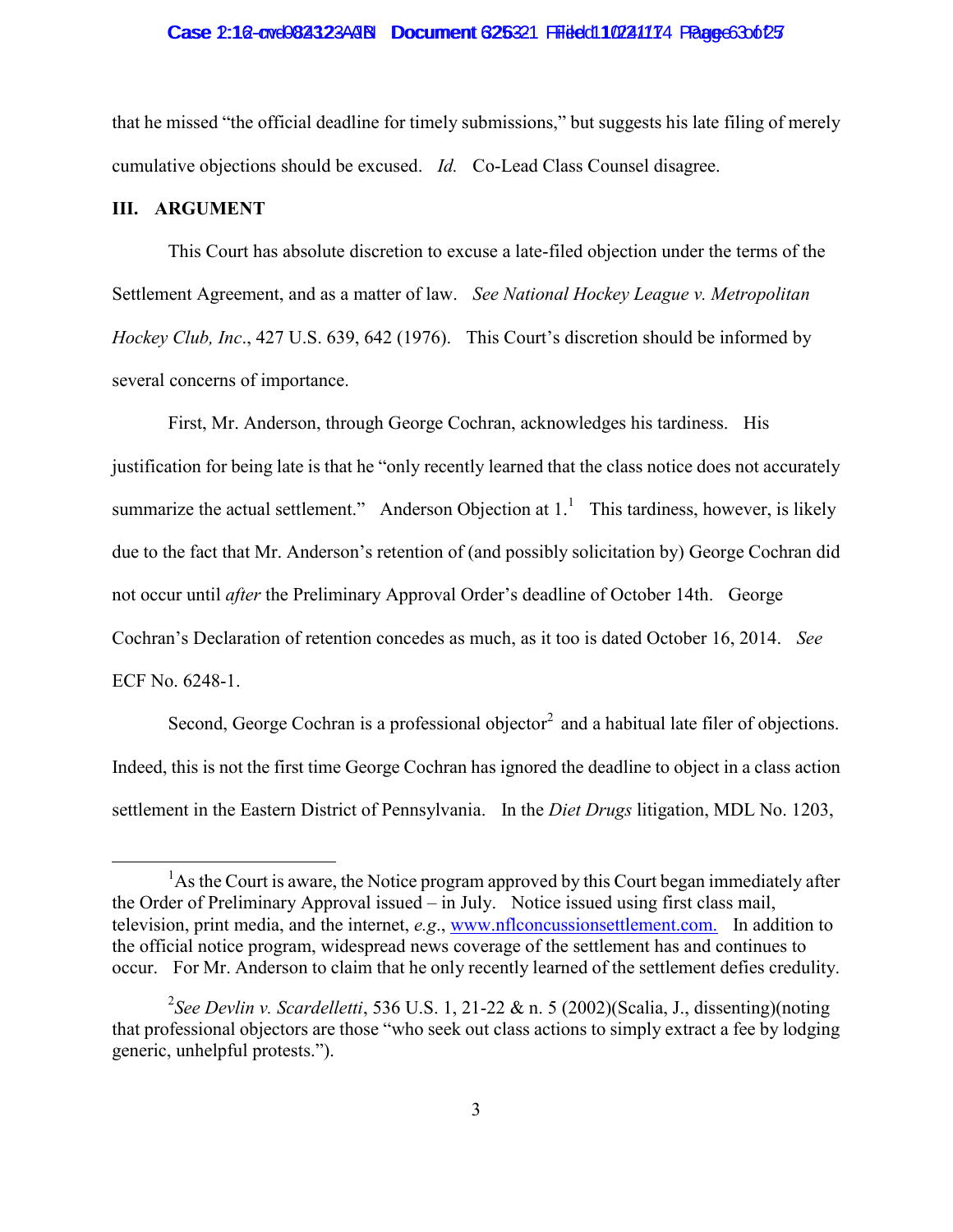that he missed "the official deadline for timely submissions," but suggests his late filing of merely cumulative objections should be excused. *Id.* Co-Lead Class Counsel disagree.

## III. ARGUMENT

This Court has absolute discretion to excuse a late-filed objection under the terms of the Settlement Agreement, and as a matter of law. *See National Hockey League v. Metropolitan Hockey Club, Inc*., 427 U.S. 639, 642 (1976). This Court's discretion should be informed by several concerns of importance.

First, Mr. Anderson, through George Cochran, acknowledges his tardiness. His justification for being late is that he "only recently learned that the class notice does not accurately summarize the actual settlement." Anderson Objection at 1.[1] This tardiness, however, is likely due to the fact that Mr. Anderson's retention of (and possibly solicitation by) George Cochran did not occur until *after* the Preliminary Approval Order's deadline of October 14th. George Cochran's Declaration of retention concedes as much, as it too is dated October 16, 2014. *See* ECF No. 6248-1.

Second, George Cochran is a professional objector[2] and a habitual late filer of objections. Indeed, this is not the first time George Cochran has ignored the deadline to object in a class action settlement in the Eastern District of Pennsylvania. In the *Diet Drugs* litigation, MDL No. 1203,

---

[1] As the Court is aware, the Notice program approved by this Court began immediately after the Order of Preliminary Approval issued – in July. Notice issued using first class mail, television, print media, and the internet, *e.g*., www.nflconcussionsettlement.com. In addition to the official notice program, widespread news coverage of the settlement has and continues to occur. For Mr. Anderson to claim that he only recently learned of the settlement defies credulity.

[2] *See Devlin v. Scardelletti*, 536 U.S. 1, 21-22 & n. 5 (2002)(Scalia, J., dissenting)(noting that professional objectors are those "who seek out class actions to simply extract a fee by lodging generic, unhelpful protests.").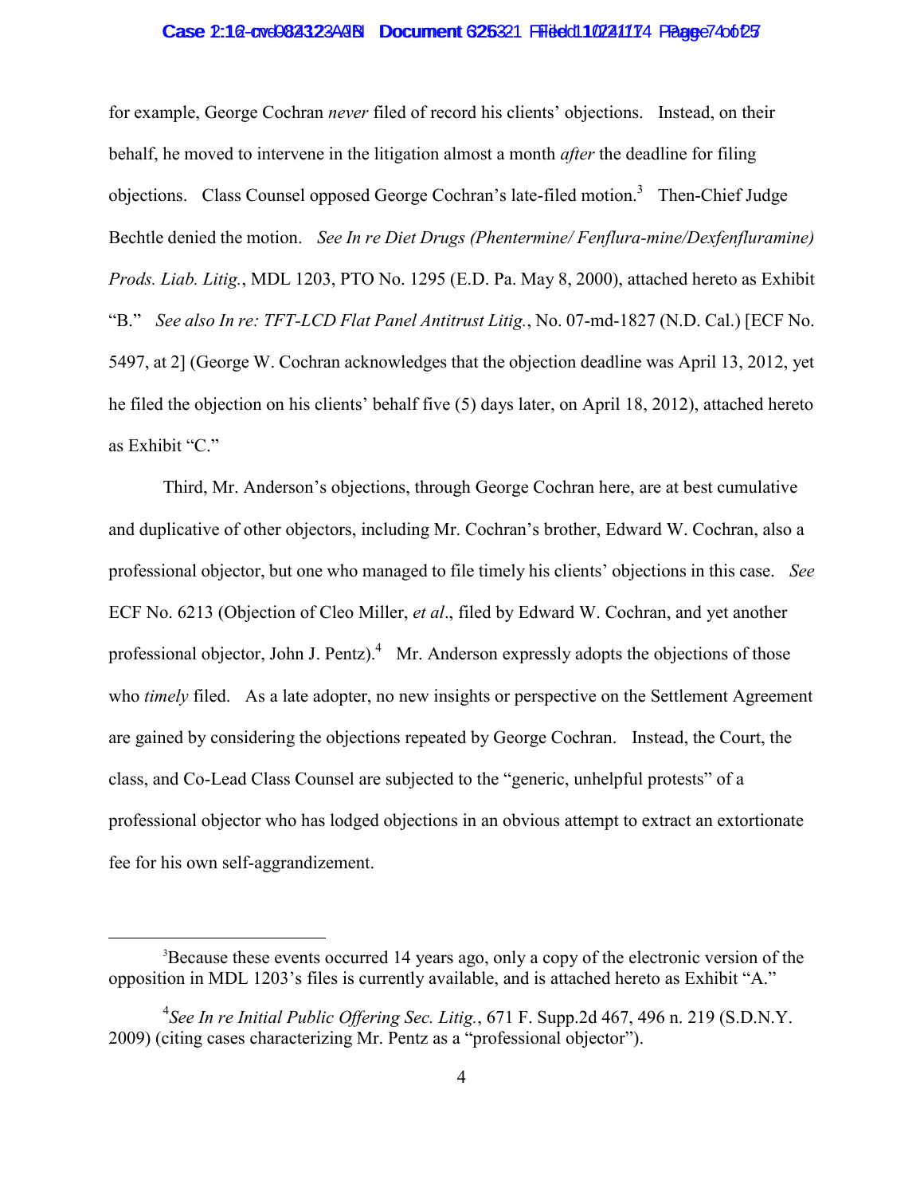for example, George Cochran *never* filed of record his clients' objections. Instead, on their behalf, he moved to intervene in the litigation almost a month *after* the deadline for filing objections. Class Counsel opposed George Cochran's late-filed motion.[3] Then-Chief Judge Bechtle denied the motion. *See In re Diet Drugs (Phentermine/ Fenflura-mine/Dexfenfluramine) Prods. Liab. Litig.*, MDL 1203, PTO No. 1295 (E.D. Pa. May 8, 2000), attached hereto as Exhibit "B." *See also In re: TFT-LCD Flat Panel Antitrust Litig.*, No. 07-md-1827 (N.D. Cal.) [ECF No. 5497, at 2] (George W. Cochran acknowledges that the objection deadline was April 13, 2012, yet he filed the objection on his clients' behalf five (5) days later, on April 18, 2012), attached hereto as Exhibit "C."

Third, Mr. Anderson's objections, through George Cochran here, are at best cumulative and duplicative of other objectors, including Mr. Cochran's brother, Edward W. Cochran, also a professional objector, but one who managed to file timely his clients' objections in this case. *See* ECF No. 6213 (Objection of Cleo Miller, *et al*., filed by Edward W. Cochran, and yet another professional objector, John J. Pentz).[4] Mr. Anderson expressly adopts the objections of those who *timely* filed. As a late adopter, no new insights or perspective on the Settlement Agreement are gained by considering the objections repeated by George Cochran. Instead, the Court, the class, and Co-Lead Class Counsel are subjected to the "generic, unhelpful protests" of a professional objector who has lodged objections in an obvious attempt to extract an extortionate fee for his own self-aggrandizement.

---

[3] Because these events occurred 14 years ago, only a copy of the electronic version of the opposition in MDL 1203's files is currently available, and is attached hereto as Exhibit "A."

[4] *See In re Initial Public Offering Sec. Litig.*, 671 F. Supp.2d 467, 496 n. 219 (S.D.N.Y. 2009) (citing cases characterizing Mr. Pentz as a "professional objector").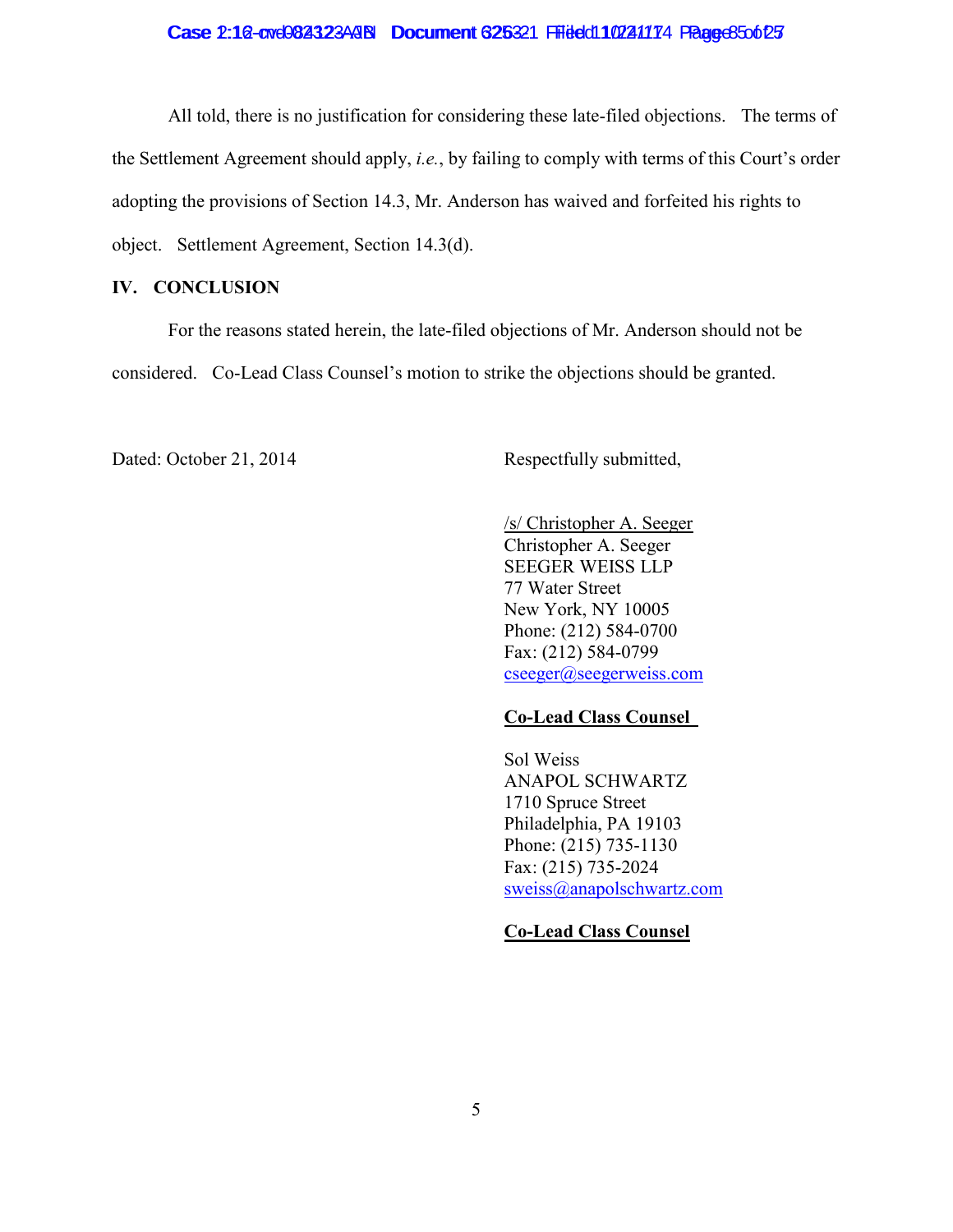All told, there is no justification for considering these late-filed objections. The terms of the Settlement Agreement should apply, *i.e.*, by failing to comply with terms of this Court's order adopting the provisions of Section 14.3, Mr. Anderson has waived and forfeited his rights to object. Settlement Agreement, Section 14.3(d).

## IV. CONCLUSION

For the reasons stated herein, the late-filed objections of Mr. Anderson should not be considered. Co-Lead Class Counsel's motion to strike the objections should be granted.

Dated: October 21, 2014

Respectfully submitted,

/s/ Christopher A. Seeger
Christopher A. Seeger
SEEGER WEISS LLP
77 Water Street
New York, NY 10005
Phone: (212) 584-0700
Fax: (212) 584-0799
cseeger@seegerweiss.com

**Co-Lead Class Counsel**

Sol Weiss
ANAPOL SCHWARTZ
1710 Spruce Street
Philadelphia, PA 19103
Phone: (215) 735-1130
Fax: (215) 735-2024
sweiss@anapolschwartz.com

**Co-Lead Class Counsel**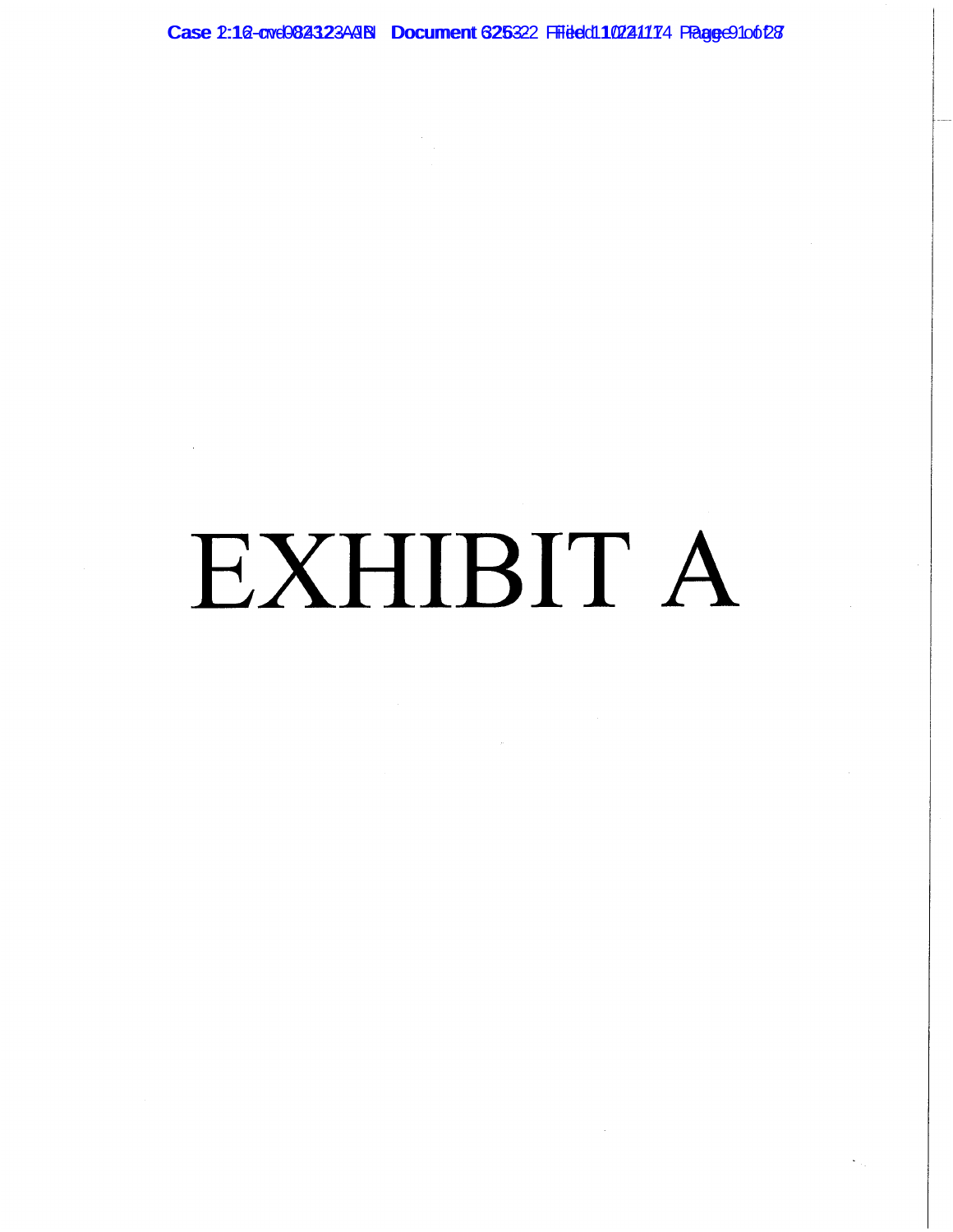# EXHIBIT A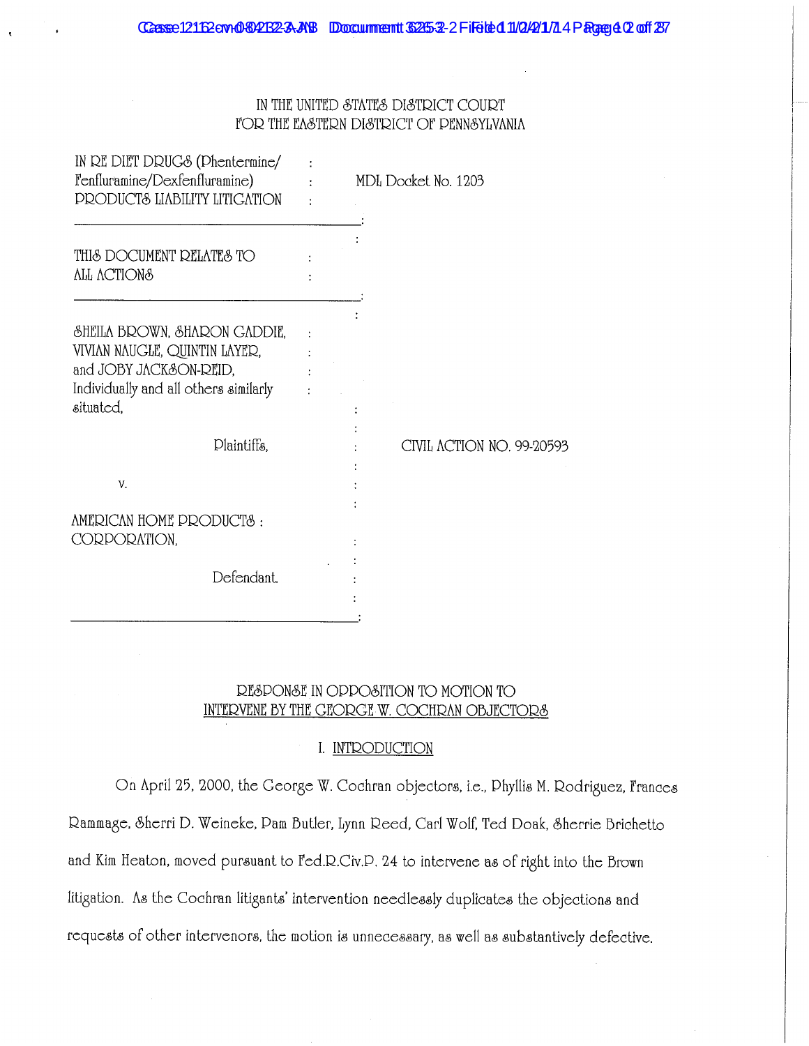IN THE UNITED STATES DISTRICT COURT
FOR THE EASTERN DISTRICT OF PENNSYLVANIA

| | | |
|---|---|---|
| IN RE DIET DRUGS (Phentermine/ Fenfluramine/Dexfenfluramine) PRODUCTS LIABILITY LITIGATION | : | MDL Docket No. 1203 |
| THIS DOCUMENT RELATES TO ALL ACTIONS | : | |
| SHEILA BROWN, SHARON GADDIE, VIVIAN NAUGLE, QUINTIN LAYER, and JOBY JACKSON-REID, Individually and all others similarly situated, Plaintiffs, v. AMERICAN HOME PRODUCTS CORPORATION, Defendant. | : | CIVIL ACTION NO. 99-20593 |

## RESPONSE IN OPPOSITION TO MOTION TO INTERVENE BY THE GEORGE W. COCHRAN OBJECTORS

### I. INTRODUCTION

On April 25, 2000, the George W. Cochran objectors, i.e., Phyllis M. Rodriguez, Frances Rammage, Sherri D. Weineke, Pam Butler, Lynn Reed, Carl Wolf, Ted Doak, Sherrie Brichetto and Kim Heaton, moved pursuant to Fed.R.Civ.P. 24 to intervene as of right into the Brown litigation. As the Cochran litigants' intervention needlessly duplicates the objections and requests of other intervenors, the motion is unnecessary, as well as substantively defective.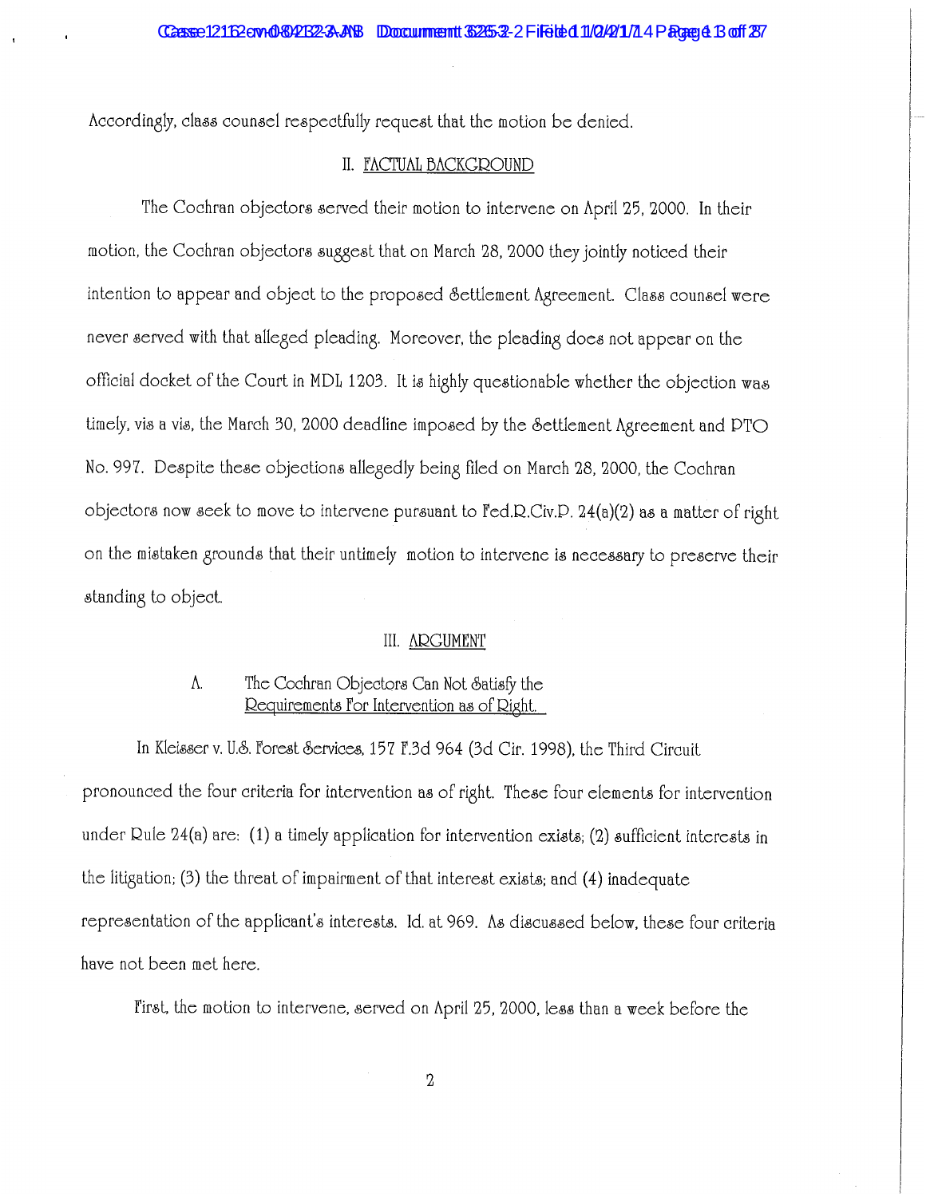Accordingly, class counsel respectfully request that the motion be denied.

## II. FACTUAL BACKGROUND

The Cochran objectors served their motion to intervene on April 25, 2000. In their motion, the Cochran objectors suggest that on March 28, 2000 they jointly noticed their intention to appear and object to the proposed Settlement Agreement. Class counsel were never served with that alleged pleading. Moreover, the pleading does not appear on the official docket of the Court in MDL 1203. It is highly questionable whether the objection was timely, vis a vis, the March 30, 2000 deadline imposed by the Settlement Agreement and PTO No. 997. Despite these objections allegedly being filed on March 28, 2000, the Cochran objectors now seek to move to intervene pursuant to Fed.R.Civ.P. 24(a)(2) as a matter of right on the mistaken grounds that their untimely motion to intervene is necessary to preserve their standing to object.

## III. ARGUMENT

### A. The Cochran Objectors Can Not Satisfy the Requirements For Intervention as of Right.

In *Kleisser v. U.S. Forest Services*, 157 F.3d 964 (3d Cir. 1998), the Third Circuit pronounced the four criteria for intervention as of right. These four elements for intervention under Rule 24(a) are: (1) a timely application for intervention exists; (2) sufficient interests in the litigation; (3) the threat of impairment of that interest exists; and (4) inadequate representation of the applicant's interests. *Id.* at 969. As discussed below, these four criteria have not been met here.

First, the motion to intervene, served on April 25, 2000, less than a week before the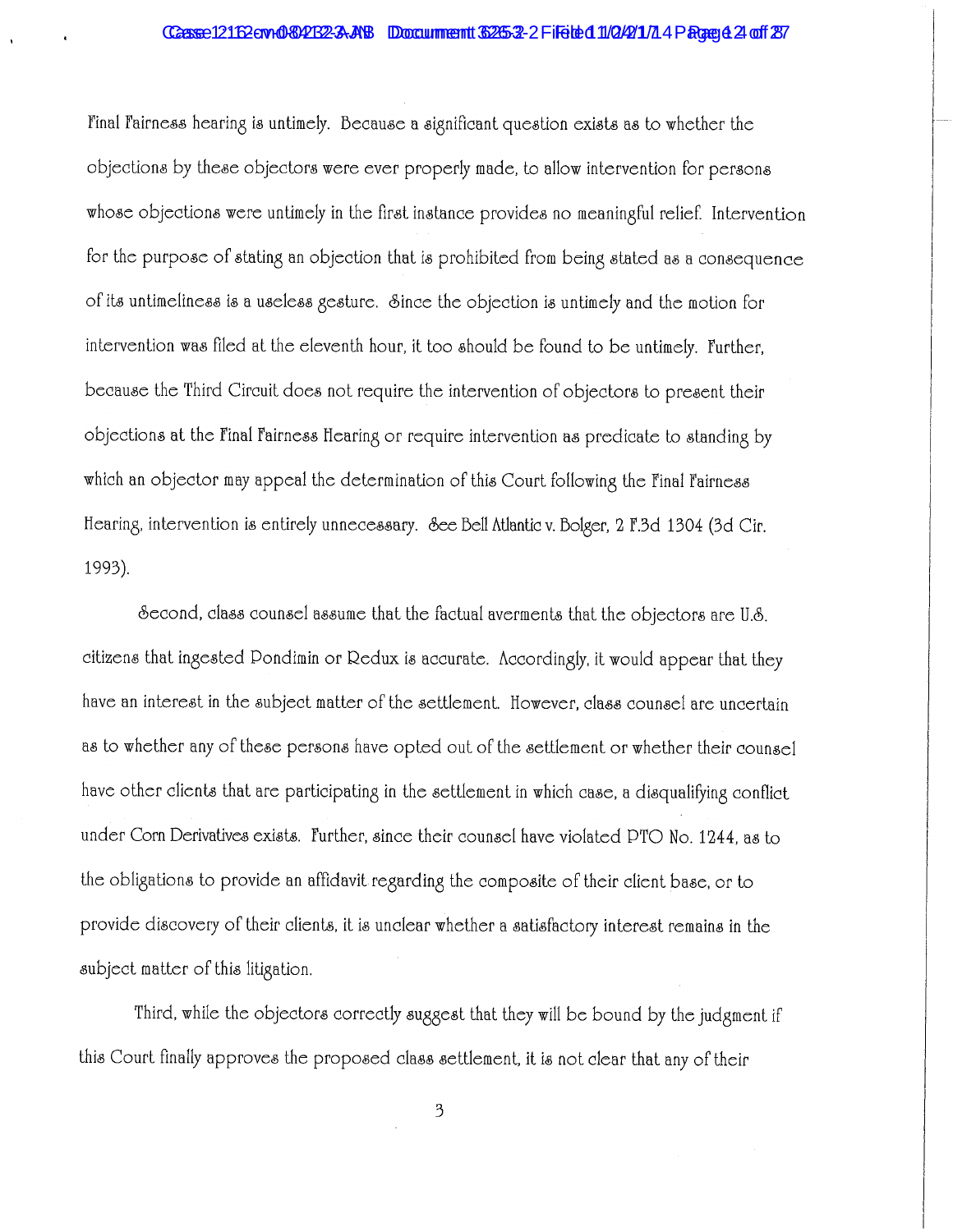Final Fairness hearing is untimely. Because a significant question exists as to whether the objections by these objectors were ever properly made, to allow intervention for persons whose objections were untimely in the first instance provides no meaningful relief. Intervention for the purpose of stating an objection that is prohibited from being stated as a consequence of its untimeliness is a useless gesture. Since the objection is untimely and the motion for intervention was filed at the eleventh hour, it too should be found to be untimely. Further, because the Third Circuit does not require the intervention of objectors to present their objections at the Final Fairness Hearing or require intervention as predicate to standing by which an objector may appeal the determination of this Court following the Final Fairness Hearing, intervention is entirely unnecessary. See Bell Atlantic v. Bolger, 2 F.3d 1304 (3d Cir. 1993).

Second, class counsel assume that the factual averments that the objectors are U.S. citizens that ingested Pondimin or Redux is accurate. Accordingly, it would appear that they have an interest in the subject matter of the settlement. However, class counsel are uncertain as to whether any of these persons have opted out of the settlement or whether their counsel have other clients that are participating in the settlement in which case, a disqualifying conflict under Corn Derivatives exists. Further, since their counsel have violated PTO No. 1244, as to the obligations to provide an affidavit regarding the composite of their client base, or to provide discovery of their clients, it is unclear whether a satisfactory interest remains in the subject matter of this litigation.

Third, while the objectors correctly suggest that they will be bound by the judgment if this Court finally approves the proposed class settlement, it is not clear that any of their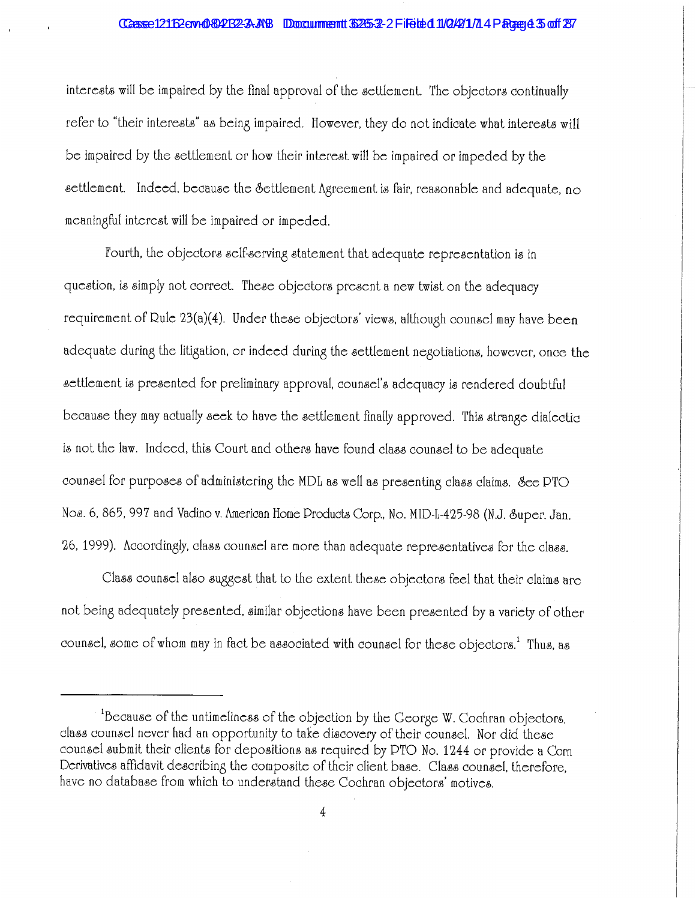interests will be impaired by the final approval of the settlement. The objectors continually refer to "their interests" as being impaired. However, they do not indicate what interests will be impaired by the settlement or how their interest will be impaired or impeded by the settlement. Indeed, because the Settlement Agreement is fair, reasonable and adequate, no meaningful interest will be impaired or impeded.

Fourth, the objectors self-serving statement that adequate representation is in question, is simply not correct. These objectors present a new twist on the adequacy requirement of Rule 23(a)(4). Under these objectors' views, although counsel may have been adequate during the litigation, or indeed during the settlement negotiations, however, once the settlement is presented for preliminary approval, counsel's adequacy is rendered doubtful because they may actually seek to have the settlement finally approved. This strange dialectic is not the law. Indeed, this Court and others have found class counsel to be adequate counsel for purposes of administering the MDL as well as presenting class claims. *See* PTO Nos. 6, 865, 997 and Vadino v. American Home Products Corp., No. MID-L-425-98 (N.J. Super. Jan. 26, 1999). Accordingly, class counsel are more than adequate representatives for the class.

Class counsel also suggest that to the extent these objectors feel that their claims are not being adequately presented, similar objections have been presented by a variety of other counsel, some of whom may in fact be associated with counsel for these objectors.[1] Thus, as

---

[1]Because of the untimeliness of the objection by the George W. Cochran objectors, class counsel never had an opportunity to take discovery of their counsel. Nor did these counsel submit their clients for depositions as required by PTO No. 1244 or provide a Corn Derivatives affidavit describing the composite of their client base. Class counsel, therefore, have no database from which to understand these Cochran objectors' motives.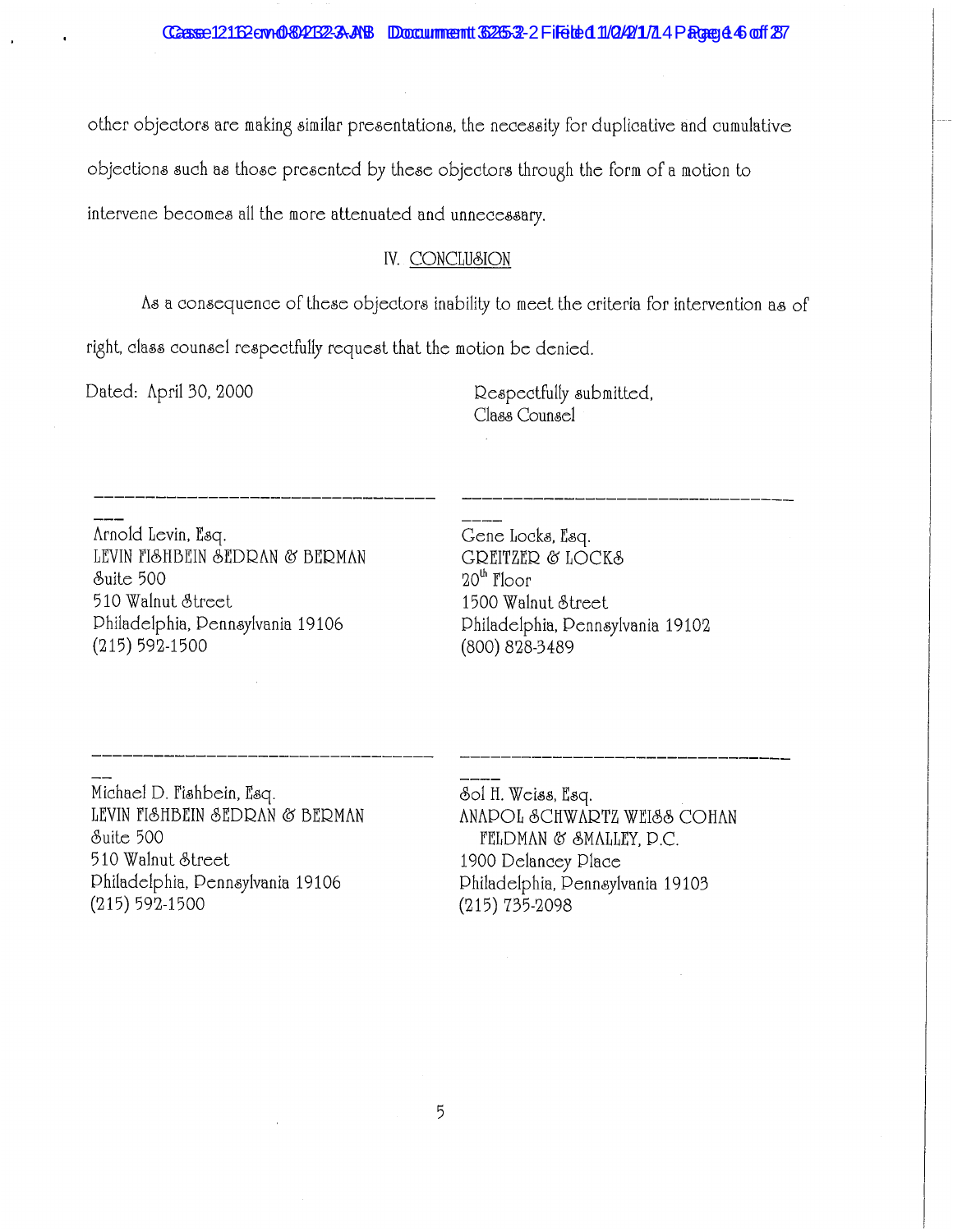other objectors are making similar presentations, the necessity for duplicative and cumulative objections such as those presented by these objectors through the form of a motion to intervene becomes all the more attenuated and unnecessary.

## IV. CONCLUSION

As a consequence of these objectors inability to meet the criteria for intervention as of right, class counsel respectfully request that the motion be denied.

Dated: April 30, 2000

Respectfully submitted,
Class Counsel

Arnold Levin, Esq.
LEVIN FISHBEIN SEDRAN & BERMAN
Suite 500
510 Walnut Street
Philadelphia, Pennsylvania 19106
(215) 592-1500

Gene Locks, Esq.
GREITZER & LOCKS
20th Floor
1500 Walnut Street
Philadelphia, Pennsylvania 19102
(800) 828-3489

Michael D. Fishbein, Esq.
LEVIN FISHBEIN SEDRAN & BERMAN
Suite 500
510 Walnut Street
Philadelphia, Pennsylvania 19106
(215) 592-1500

Sol H. Weiss, Esq.
ANAPOL SCHWARTZ WEISS COHAN FELDMAN & SMALLEY, P.C.
1900 Delancey Place
Philadelphia, Pennsylvania 19103
(215) 735-2098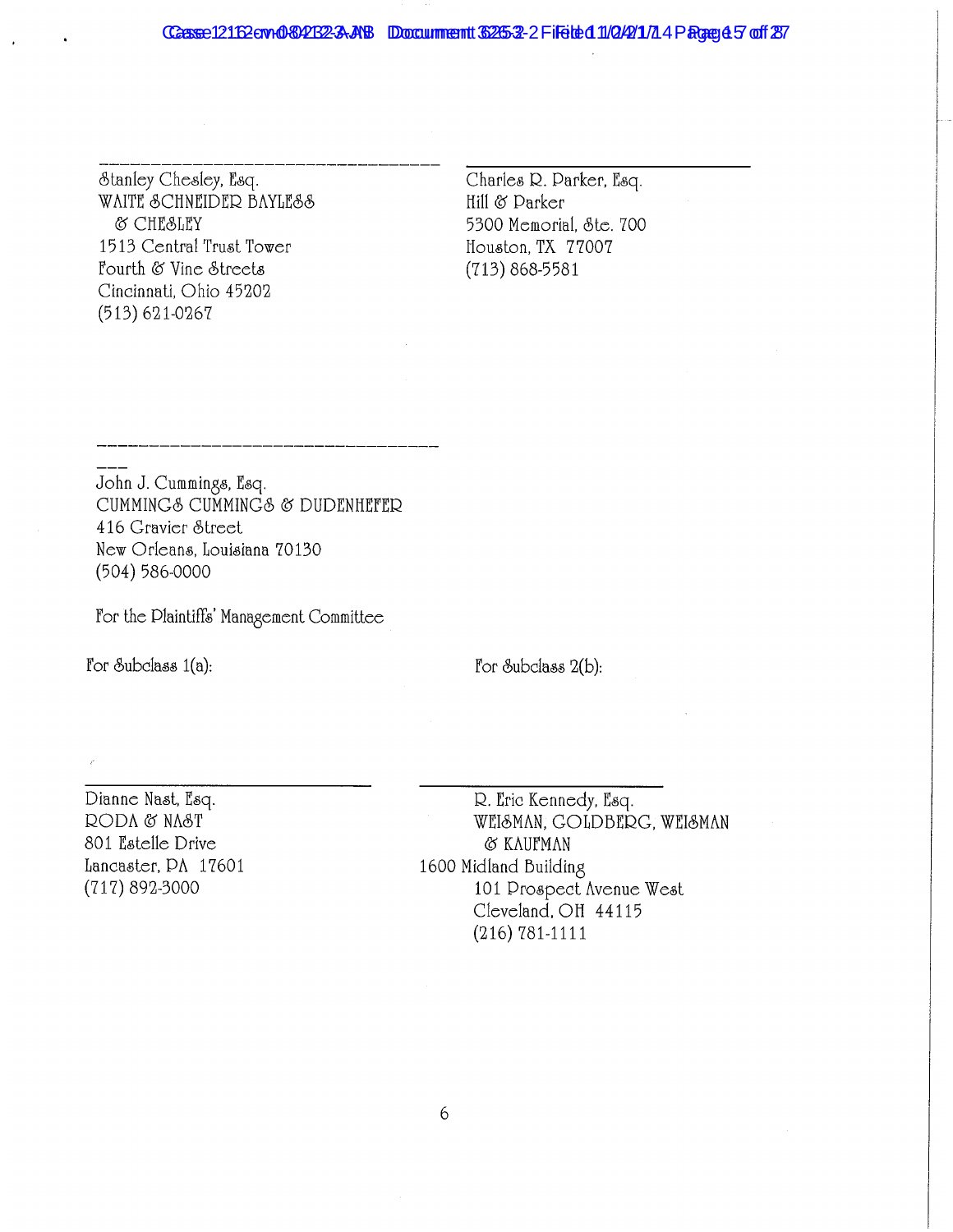_________________________________

Stanley Chesley, Esq.
WAITE SCHNEIDER BAYLESS & CHESLEY
1513 Central Trust Tower
Fourth & Vine Streets
Cincinnati, Ohio 45202
(513) 621-0267

_________________________________

Charles R. Parker, Esq.
Hill & Parker
5300 Memorial, Ste. 700
Houston, TX 77007
(713) 868-5581

_________________________________

John J. Cummings, Esq.
CUMMINGS CUMMINGS & DUDENHEFER
416 Gravier Street
New Orleans, Louisiana 70130
(504) 586-0000

For the Plaintiffs' Management Committee

For Subclass 1(a):

_________________________________

Dianne Nast, Esq.
RODA & NAST
801 Estelle Drive
Lancaster, PA 17601
(717) 892-3000

For Subclass 2(b):

_________________________________

R. Eric Kennedy, Esq.
WEISMAN, GOLDBERG, WEISMAN & KAUFMAN
1600 Midland Building
101 Prospect Avenue West
Cleveland, OH 44115
(216) 781-1111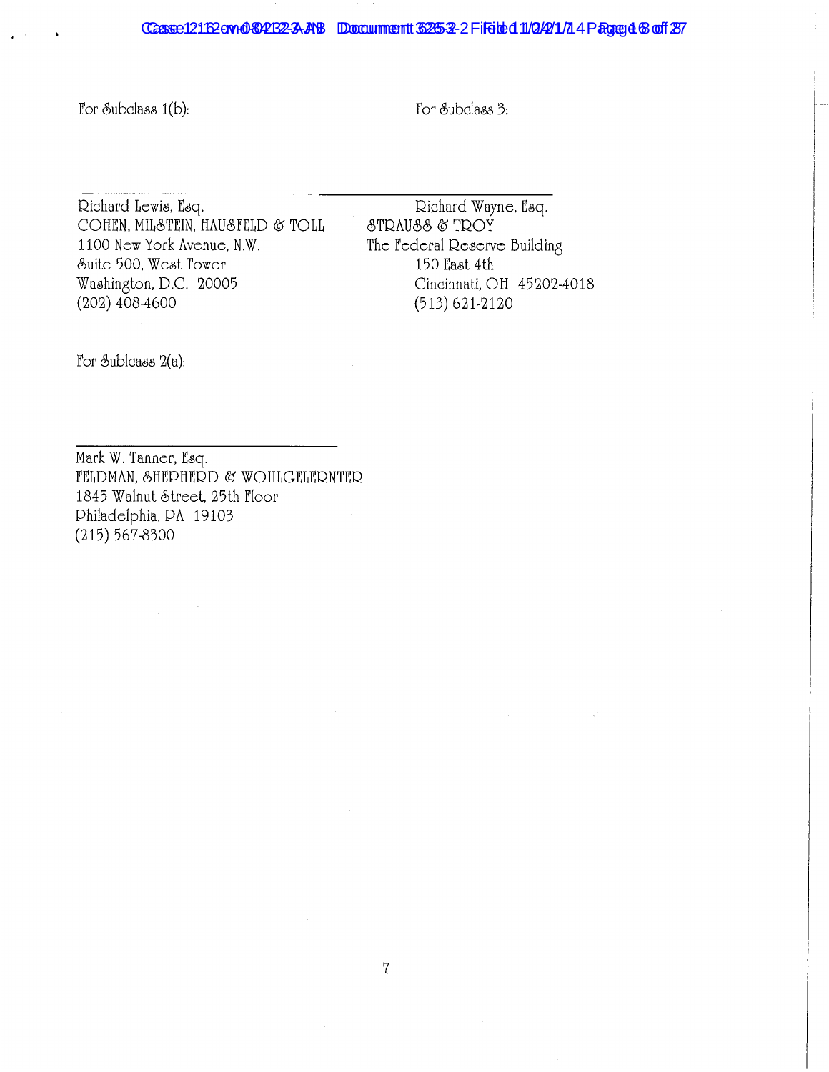For Subclass 1(b):

\_\_\_\_\_\_\_\_\_\_\_\_\_\_\_\_\_\_\_\_\_\_\_\_\_\_\_\_\_\_

Richard Lewis, Esq.
COHEN, MILSTEIN, HAUSFELD & TOLL
1100 New York Avenue, N.W.
Suite 500, West Tower
Washington, D.C. 20005
(202) 408-4600

For Subclass 3:

\_\_\_\_\_\_\_\_\_\_\_\_\_\_\_\_\_\_\_\_\_\_\_\_\_\_\_\_\_\_

Richard Wayne, Esq.
STRAUSS & TROY
The Federal Reserve Building
150 East 4th
Cincinnati, OH 45202-4018
(513) 621-2120

For Subicass 2(a):

\_\_\_\_\_\_\_\_\_\_\_\_\_\_\_\_\_\_\_\_\_\_\_\_\_\_\_\_\_\_

Mark W. Tanner, Esq.
FELDMAN, SHEPHERD & WOHLGELERNTER
1845 Walnut Street, 25th Floor
Philadelphia, PA 19103
(215) 567-8300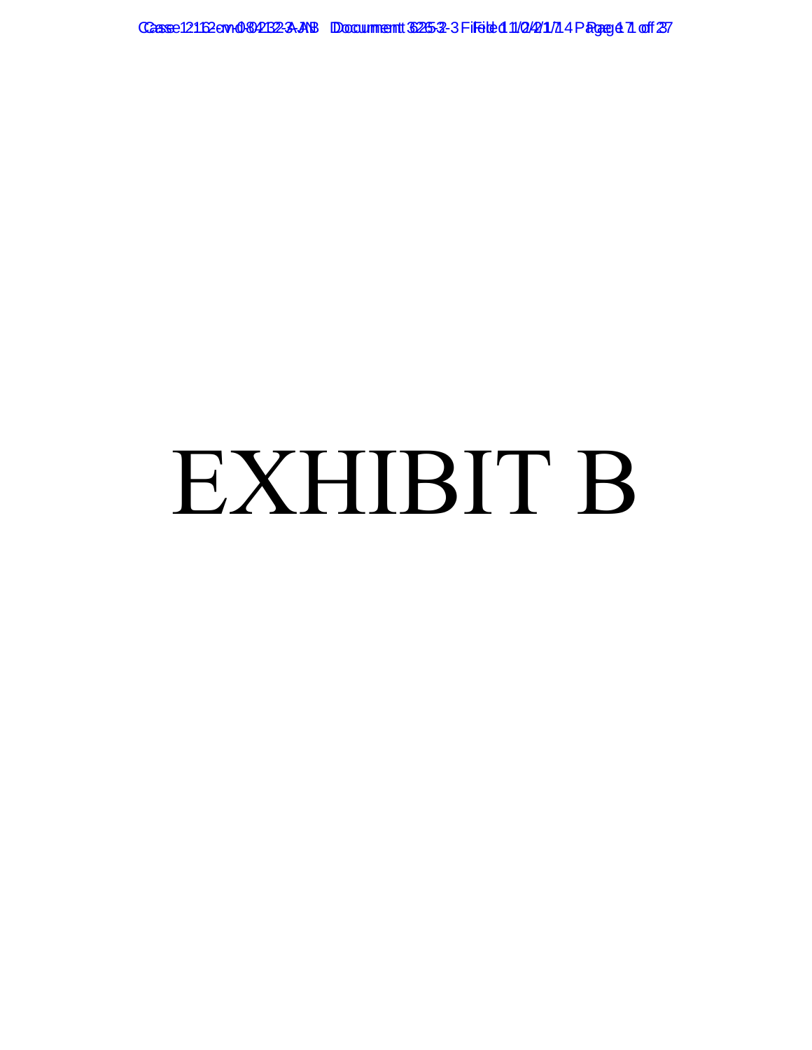# EXHIBIT B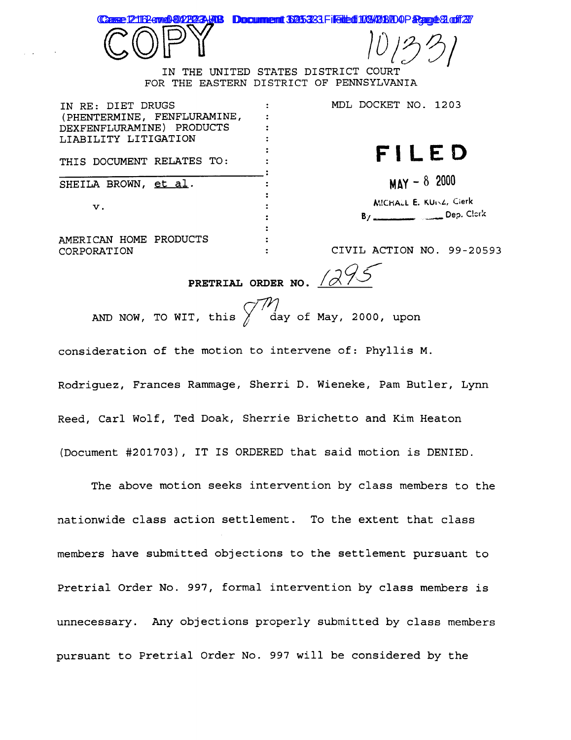COPY

10/331

IN THE UNITED STATES DISTRICT COURT
FOR THE EASTERN DISTRICT OF PENNSYLVANIA

| | | |
|---|---|---|
| IN RE: DIET DRUGS (PHENTERMINE, FENFLURAMINE, DEXFENFLURAMINE) PRODUCTS LIABILITY LITIGATION | : | MDL DOCKET NO. 1203 |
| THIS DOCUMENT RELATES TO: | : | |
| SHEILA BROWN, et al. | : | |
| v. | : | |
| AMERICAN HOME PRODUCTS CORPORATION | : | CIVIL ACTION NO. 99-20593 |

FILED
MAY - 8 2000
MICHAEL E. KUNZ, Clerk
By _______ Dep. Clerk

**PRETRIAL ORDER NO. 1295**

AND NOW, TO WIT, this 7th day of May, 2000, upon consideration of the motion to intervene of: Phyllis M. Rodriguez, Frances Rammage, Sherri D. Wieneke, Pam Butler, Lynn Reed, Carl Wolf, Ted Doak, Sherrie Brichetto and Kim Heaton (Document #201703), IT IS ORDERED that said motion is DENIED.

The above motion seeks intervention by class members to the nationwide class action settlement. To the extent that class members have submitted objections to the settlement pursuant to Pretrial Order No. 997, formal intervention by class members is unnecessary. Any objections properly submitted by class members pursuant to Pretrial Order No. 997 will be considered by the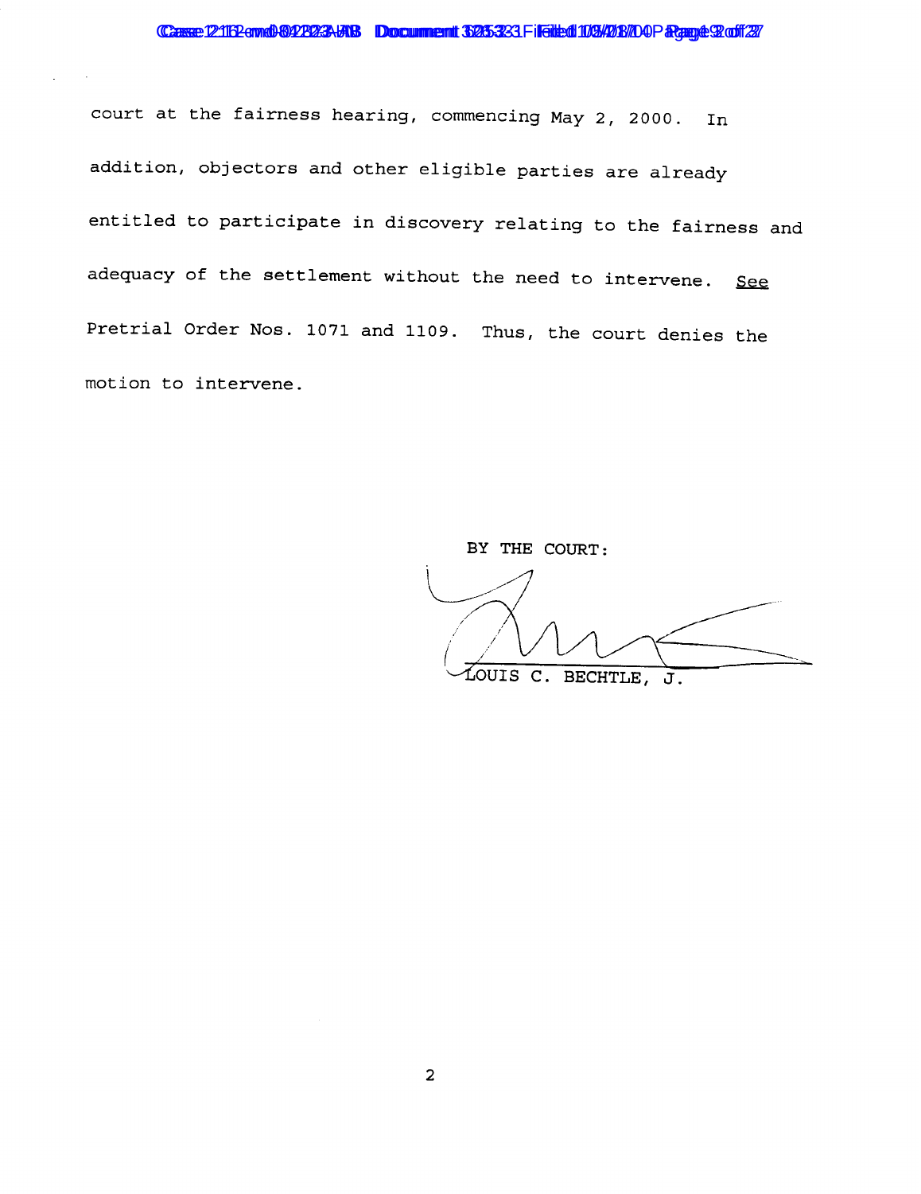court at the fairness hearing, commencing May 2, 2000. In addition, objectors and other eligible parties are already entitled to participate in discovery relating to the fairness and adequacy of the settlement without the need to intervene. See Pretrial Order Nos. 1071 and 1109. Thus, the court denies the motion to intervene.

BY THE COURT:

LOUIS C. BECHTLE, J.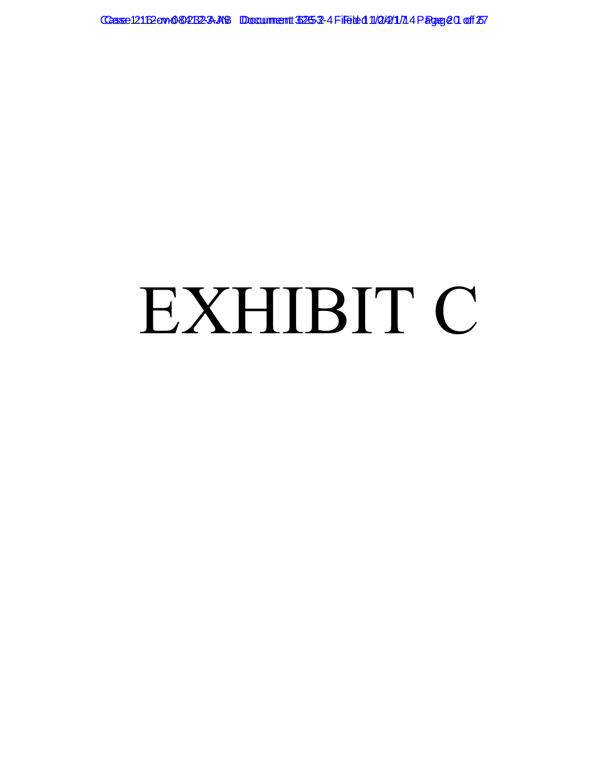# EXHIBIT C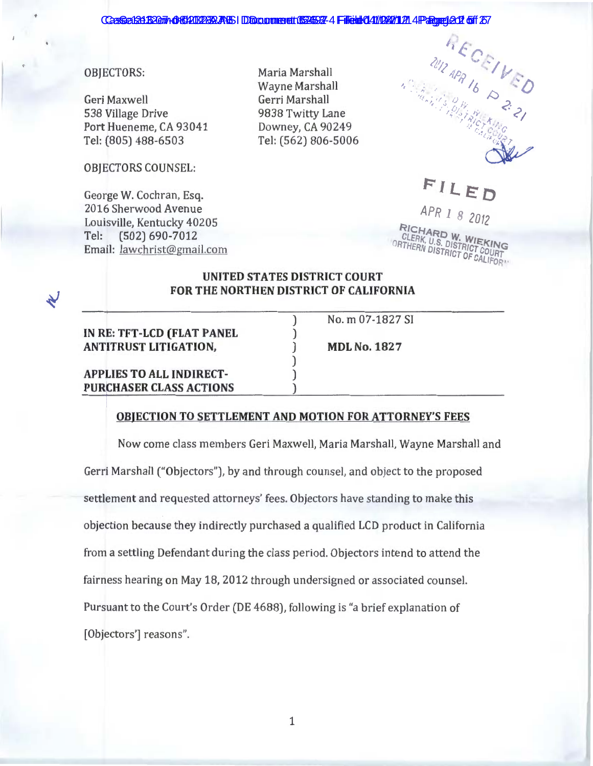OBJECTORS:

Geri Maxwell
538 Village Drive
Port Hueneme, CA 93041
Tel: (805) 488-6503

Maria Marshall
Wayne Marshall
Gerri Marshall
9838 Twitty Lane
Downey, CA 90249
Tel: (562) 806-5006

RECEIVED
2012 APR 16 P 2:21

OBJECTORS COUNSEL:

George W. Cochran, Esq.
2016 Sherwood Avenue
Louisville, Kentucky 40205
Tel: (502) 690-7012
Email: lawchrist@gmail.com

FILED
APR 18 2012
RICHARD W. WIEKING
CLERK, U.S. DISTRICT COURT
NORTHERN DISTRICT OF CALIFORNIA

**UNITED STATES DISTRICT COURT**
**FOR THE NORTHEN DISTRICT OF CALIFORNIA**

| | |
|---|---|
| **IN RE: TFT-LCD (FLAT PANEL ANTITRUST LITIGATION,** | No. m 07-1827 SI |
| | **MDL No. 1827** |
| **APPLIES TO ALL INDIRECT-PURCHASER CLASS ACTIONS** | |

**OBJECTION TO SETTLEMENT AND MOTION FOR ATTORNEY'S FEES**

Now come class members Geri Maxwell, Maria Marshall, Wayne Marshall and Gerri Marshall ("Objectors"), by and through counsel, and object to the proposed settlement and requested attorneys' fees. Objectors have standing to make this objection because they indirectly purchased a qualified LCD product in California from a settling Defendant during the class period. Objectors intend to attend the fairness hearing on May 18, 2012 through undersigned or associated counsel. Pursuant to the Court's Order (DE 4688), following is "a brief explanation of [Objectors'] reasons".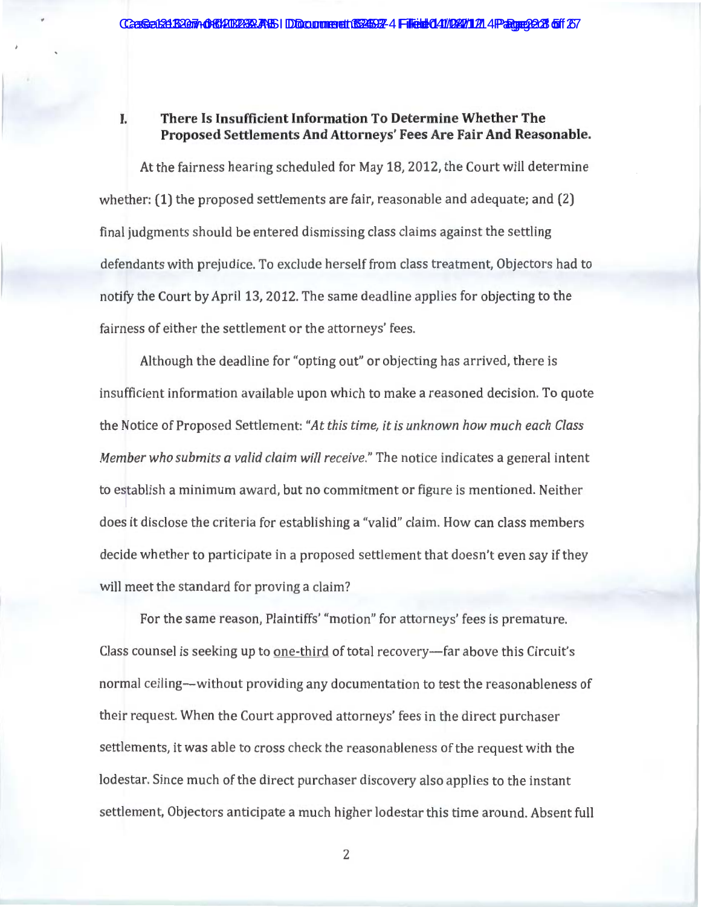## I. There Is Insufficient Information To Determine Whether The Proposed Settlements And Attorneys' Fees Are Fair And Reasonable.

At the fairness hearing scheduled for May 18, 2012, the Court will determine whether: (1) the proposed settlements are fair, reasonable and adequate; and (2) final judgments should be entered dismissing class claims against the settling defendants with prejudice. To exclude herself from class treatment, Objectors had to notify the Court by April 13, 2012. The same deadline applies for objecting to the fairness of either the settlement or the attorneys' fees.

Although the deadline for "opting out" or objecting has arrived, there is insufficient information available upon which to make a reasoned decision. To quote the Notice of Proposed Settlement: "*At this time, it is unknown how much each Class Member who submits a valid claim will receive.*" The notice indicates a general intent to establish a minimum award, but no commitment or figure is mentioned. Neither does it disclose the criteria for establishing a "valid" claim. How can class members decide whether to participate in a proposed settlement that doesn't even say if they will meet the standard for proving a claim?

For the same reason, Plaintiffs' "motion" for attorneys' fees is premature. Class counsel is seeking up to <u>one-third</u> of total recovery—far above this Circuit's normal ceiling—without providing any documentation to test the reasonableness of their request. When the Court approved attorneys' fees in the direct purchaser settlements, it was able to cross check the reasonableness of the request with the lodestar. Since much of the direct purchaser discovery also applies to the instant settlement, Objectors anticipate a much higher lodestar this time around. Absent full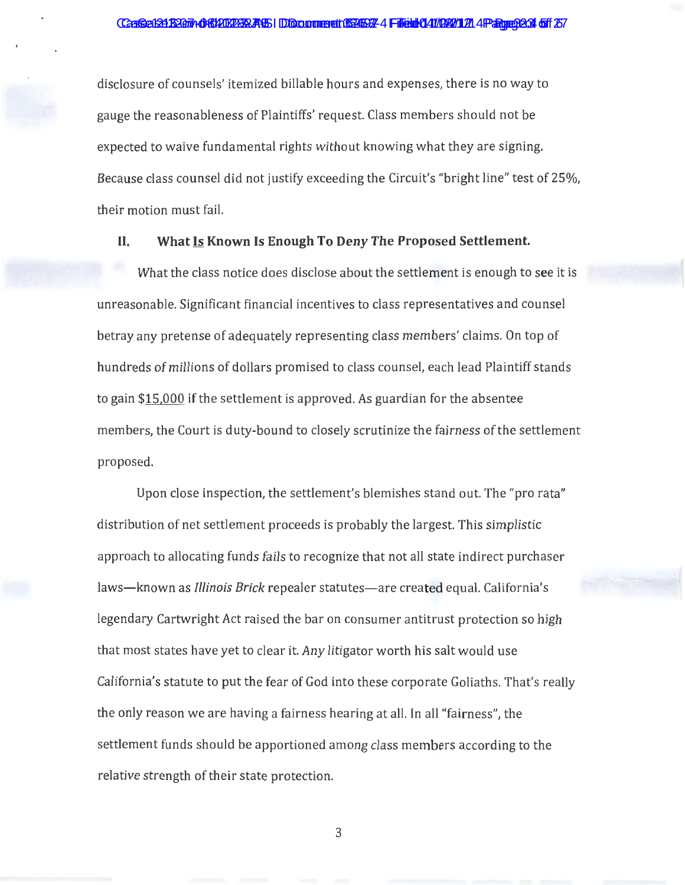disclosure of counsels' itemized billable hours and expenses, there is no way to gauge the reasonableness of Plaintiffs' request. Class members should not be expected to waive fundamental rights *without* knowing what they are signing. Because class counsel did not justify exceeding the Circuit's "bright line" test of 25%, their motion must fail.

## II. What Is Known Is Enough To Deny The Proposed Settlement.

What the class notice does disclose about the settlement is enough to see it is unreasonable. Significant financial incentives to class representatives and counsel betray any pretense of adequately representing class members' claims. On top of hundreds of millions of dollars promised to class counsel, each lead Plaintiff stands to gain $15,000 if the settlement is approved. As guardian for the absentee members, the Court is duty-bound to closely scrutinize the fairness of the settlement proposed.

Upon close inspection, the settlement's blemishes stand out. The "pro rata" distribution of net settlement proceeds is probably the largest. This simplistic approach to allocating funds fails to recognize that not all state indirect purchaser laws—known as *Illinois Brick* repealer statutes—are created equal. California's legendary Cartwright Act raised the bar on consumer antitrust protection so high that most states have yet to clear it. Any litigator worth his salt would use California's statute to put the fear of God into these corporate Goliaths. That's really the only reason we are having a fairness hearing at all. In all "fairness", the settlement funds should be apportioned among class members according to the relative strength of their state protection.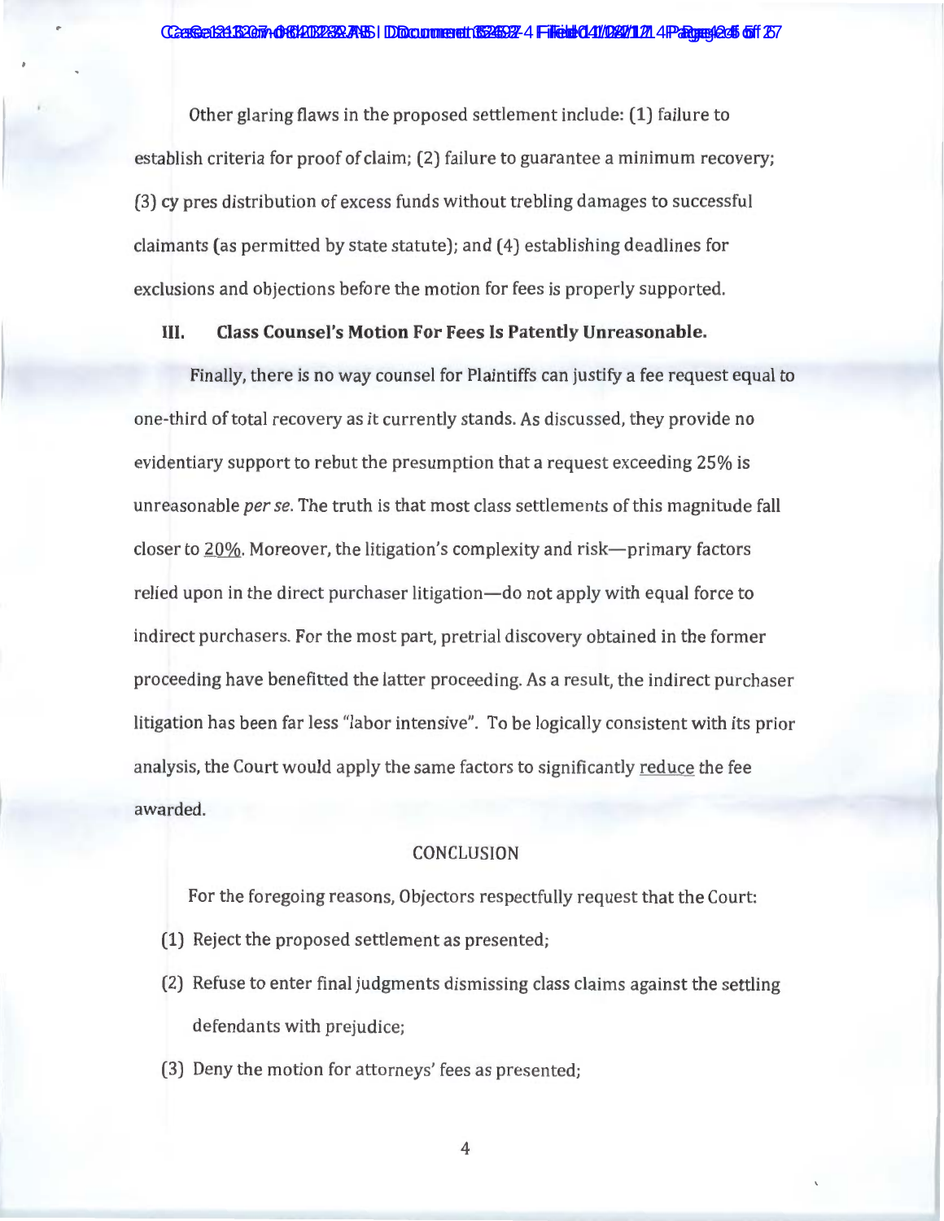Other glaring flaws in the proposed settlement include: (1) failure to establish criteria for proof of claim; (2) failure to guarantee a minimum recovery; (3) cy pres distribution of excess funds without trebling damages to successful claimants (as permitted by state statute); and (4) establishing deadlines for exclusions and objections before the motion for fees is properly supported.

## III. Class Counsel's Motion For Fees Is Patently Unreasonable.

Finally, there is no way counsel for Plaintiffs can justify a fee request equal to one-third of total recovery as it currently stands. As discussed, they provide no evidentiary support to rebut the presumption that a request exceeding 25% is unreasonable *per se*. The truth is that most class settlements of this magnitude fall closer to 20%. Moreover, the litigation's complexity and risk—primary factors relied upon in the direct purchaser litigation—do not apply with equal force to indirect purchasers. For the most part, pretrial discovery obtained in the former proceeding have benefitted the latter proceeding. As a result, the indirect purchaser litigation has been far less "labor intensive". To be logically consistent with its prior analysis, the Court would apply the same factors to significantly reduce the fee awarded.

## CONCLUSION

For the foregoing reasons, Objectors respectfully request that the Court:

(1) Reject the proposed settlement as presented;

(2) Refuse to enter final judgments dismissing class claims against the settling defendants with prejudice;

(3) Deny the motion for attorneys' fees as presented;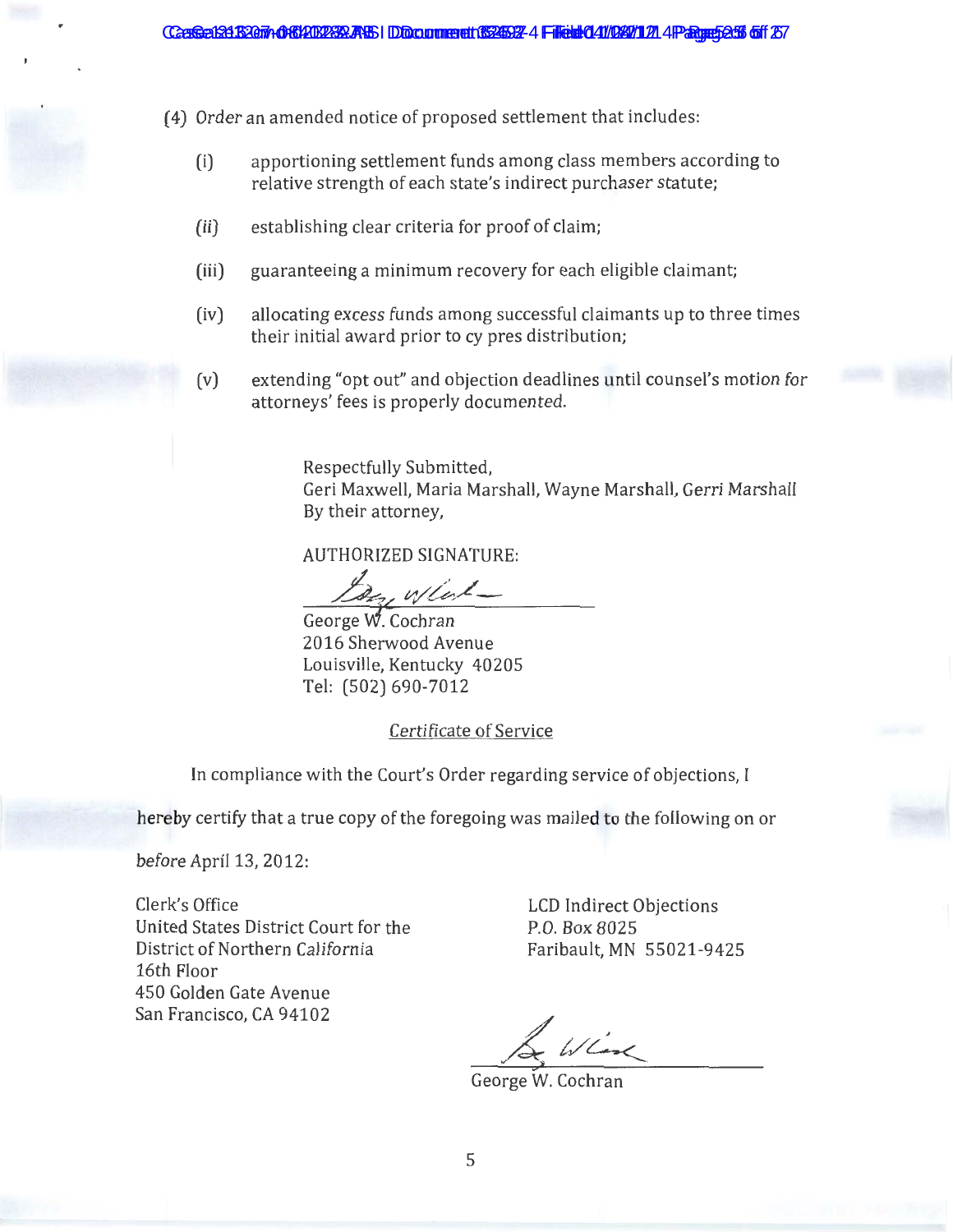(4) Order an amended notice of proposed settlement that includes:

- (i) apportioning settlement funds among class members according to relative strength of each state's indirect purchaser statute;
- (ii) establishing clear criteria for proof of claim;
- (iii) guaranteeing a minimum recovery for each eligible claimant;
- (iv) allocating excess funds among successful claimants up to three times their initial award prior to cy pres distribution;
- (v) extending "opt out" and objection deadlines until counsel's motion for attorneys' fees is properly documented.

Respectfully Submitted,
Geri Maxwell, Maria Marshall, Wayne Marshall, Gerri Marshall
By their attorney,

AUTHORIZED SIGNATURE:

George W. Cochran
2016 Sherwood Avenue
Louisville, Kentucky 40205
Tel: (502) 690-7012

Certificate of Service

In compliance with the Court's Order regarding service of objections, I hereby certify that a true copy of the foregoing was mailed to the following on or before April 13, 2012:

Clerk's Office
United States District Court for the
District of Northern California
16th Floor
450 Golden Gate Avenue
San Francisco, CA 94102

LCD Indirect Objections
P.O. Box 8025
Faribault, MN 55021-9425

George W. Cochran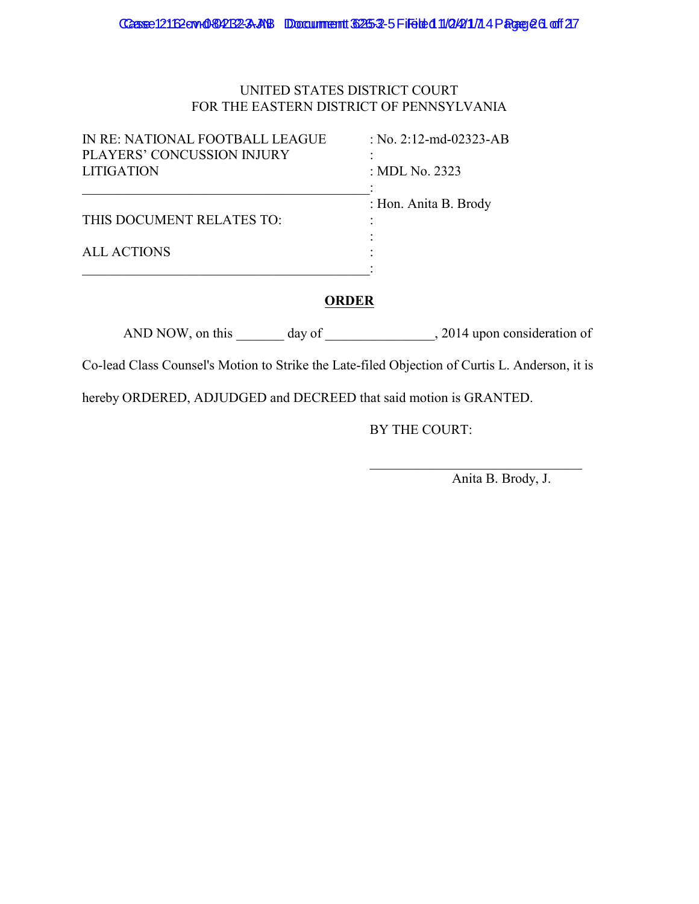UNITED STATES DISTRICT COURT
FOR THE EASTERN DISTRICT OF PENNSYLVANIA

| | |
|---|---|
| IN RE: NATIONAL FOOTBALL LEAGUE PLAYERS' CONCUSSION INJURY LITIGATION | : No. 2:12-md-02323-AB |
| | : MDL No. 2323 |
| | : Hon. Anita B. Brody |
| THIS DOCUMENT RELATES TO: | : |
| ALL ACTIONS | : |

**ORDER**

AND NOW, on this _______ day of ________________, 2014 upon consideration of Co-lead Class Counsel's Motion to Strike the Late-filed Objection of Curtis L. Anderson, it is hereby ORDERED, ADJUDGED and DECREED that said motion is GRANTED.

BY THE COURT:

_______________________________
Anita B. Brody, J.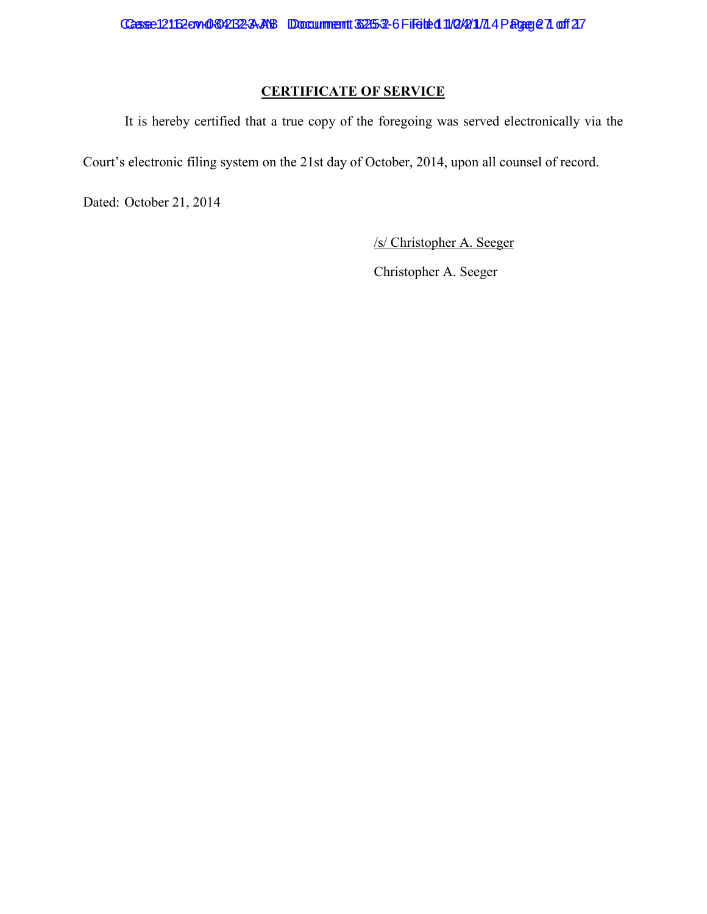# CERTIFICATE OF SERVICE

It is hereby certified that a true copy of the foregoing was served electronically via the Court's electronic filing system on the 21st day of October, 2014, upon all counsel of record.

Dated: October 21, 2014

/s/ Christopher A. Seeger

Christopher A. Seeger